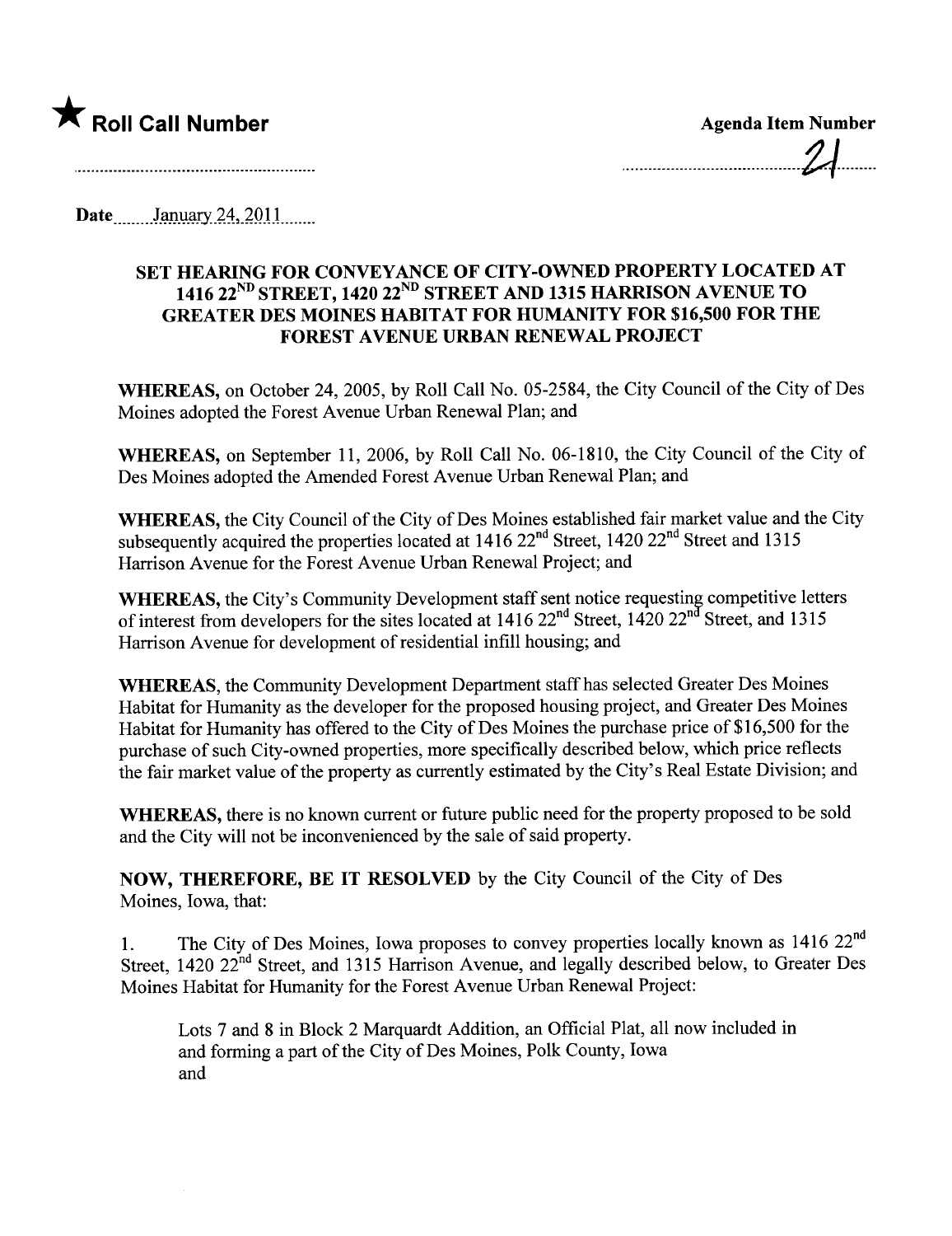★ **Roll Call Number**

**Agenda Item Number**

21

**Date** January 24, 2011

## SET HEARING FOR CONVEYANCE OF CITY-OWNED PROPERTY LOCATED AT 1416 22ND STREET, 1420 22ND STREET AND 1315 HARRISON AVENUE TO GREATER DES MOINES HABITAT FOR HUMANITY FOR $16,500 FOR THE FOREST AVENUE URBAN RENEWAL PROJECT

**WHEREAS,** on October 24, 2005, by Roll Call No. 05-2584, the City Council of the City of Des Moines adopted the Forest Avenue Urban Renewal Plan; and

**WHEREAS,** on September 11, 2006, by Roll Call No. 06-1810, the City Council of the City of Des Moines adopted the Amended Forest Avenue Urban Renewal Plan; and

**WHEREAS,** the City Council of the City of Des Moines established fair market value and the City subsequently acquired the properties located at 1416 22nd Street, 1420 22nd Street and 1315 Harrison Avenue for the Forest Avenue Urban Renewal Project; and

**WHEREAS,** the City's Community Development staff sent notice requesting competitive letters of interest from developers for the sites located at 1416 22nd Street, 1420 22nd Street, and 1315 Harrison Avenue for development of residential infill housing; and

**WHEREAS,** the Community Development Department staff has selected Greater Des Moines Habitat for Humanity as the developer for the proposed housing project, and Greater Des Moines Habitat for Humanity has offered to the City of Des Moines the purchase price of $16,500 for the purchase of such City-owned properties, more specifically described below, which price reflects the fair market value of the property as currently estimated by the City's Real Estate Division; and

**WHEREAS,** there is no known current or future public need for the property proposed to be sold and the City will not be inconvenienced by the sale of said property.

**NOW, THEREFORE, BE IT RESOLVED** by the City Council of the City of Des Moines, Iowa, that:

1. The City of Des Moines, Iowa proposes to convey properties locally known as 1416 22nd Street, 1420 22nd Street, and 1315 Harrison Avenue, and legally described below, to Greater Des Moines Habitat for Humanity for the Forest Avenue Urban Renewal Project:

    Lots 7 and 8 in Block 2 Marquardt Addition, an Official Plat, all now included in and forming a part of the City of Des Moines, Polk County, Iowa
    and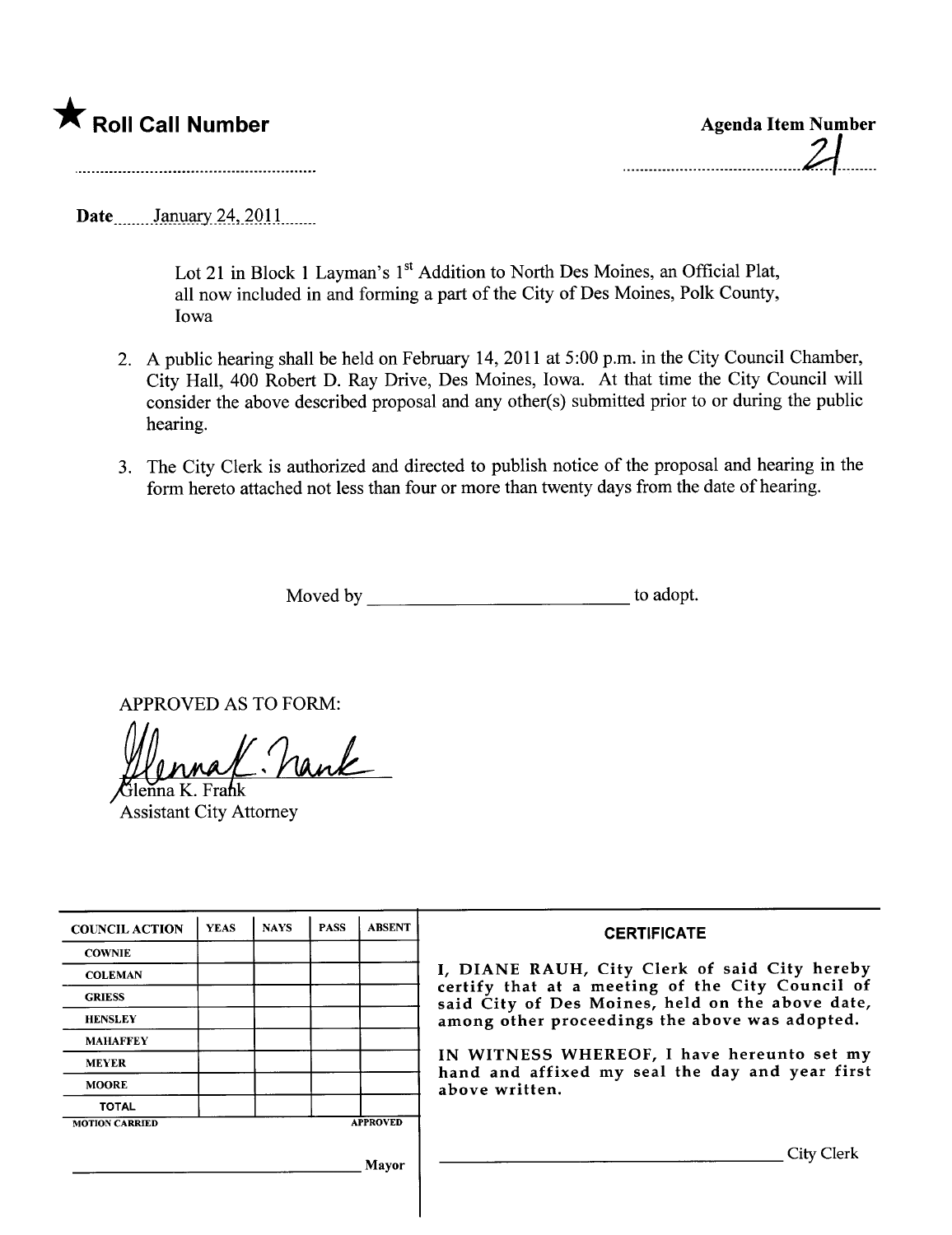★ **Roll Call Number**

..........................................................

**Agenda Item Number**

.............................................21.........

Date........January 24, 2011........

Lot 21 in Block 1 Layman's 1st Addition to North Des Moines, an Official Plat, all now included in and forming a part of the City of Des Moines, Polk County, Iowa

2. A public hearing shall be held on February 14, 2011 at 5:00 p.m. in the City Council Chamber, City Hall, 400 Robert D. Ray Drive, Des Moines, Iowa. At that time the City Council will consider the above described proposal and any other(s) submitted prior to or during the public hearing.

3. The City Clerk is authorized and directed to publish notice of the proposal and hearing in the form hereto attached not less than four or more than twenty days from the date of hearing.

Moved by ___________________________ to adopt.

APPROVED AS TO FORM:

Glenna K. Frank
Assistant City Attorney

| COUNCIL ACTION | YEAS | NAYS | PASS | ABSENT |
|---|---|---|---|---|
| COWNIE | | | | |
| COLEMAN | | | | |
| GRIESS | | | | |
| HENSLEY | | | | |
| MAHAFFEY | | | | |
| MEYER | | | | |
| MOORE | | | | |
| TOTAL | | | | |

MOTION CARRIED &nbsp;&nbsp;&nbsp;&nbsp;&nbsp;&nbsp;&nbsp;&nbsp;&nbsp;&nbsp;&nbsp;&nbsp;&nbsp;&nbsp;&nbsp;&nbsp;&nbsp;&nbsp;&nbsp;&nbsp;&nbsp;&nbsp;&nbsp;&nbsp;&nbsp;&nbsp;&nbsp;&nbsp;&nbsp;&nbsp; APPROVED

___________________________________ Mayor

**CERTIFICATE**

I, DIANE RAUH, City Clerk of said City hereby certify that at a meeting of the City Council of said City of Des Moines, held on the above date, among other proceedings the above was adopted.

IN WITNESS WHEREOF, I have hereunto set my hand and affixed my seal the day and year first above written.

___________________________________ City Clerk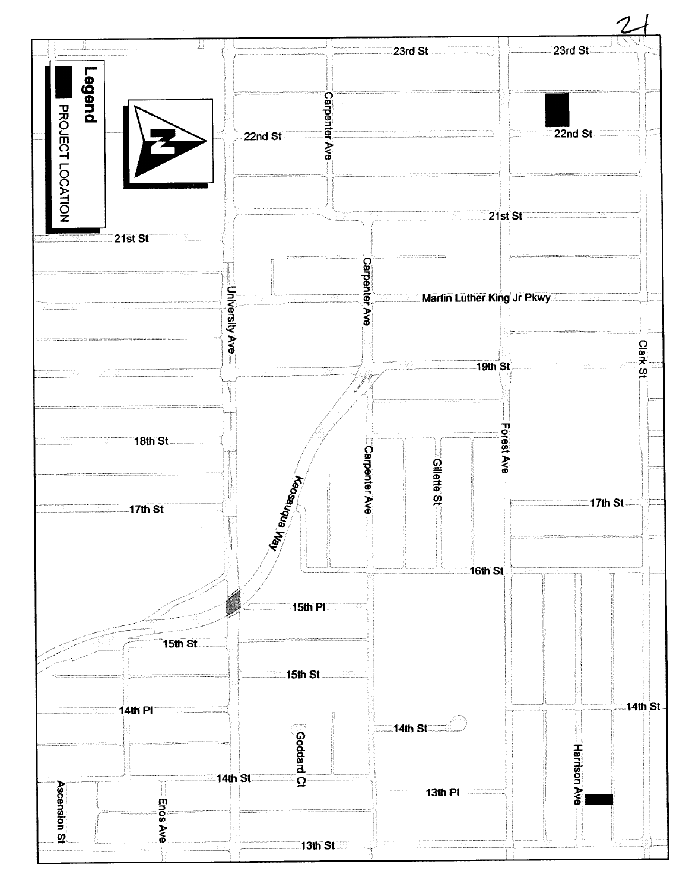Legend

PROJECT LOCATION

N

23rd St

23rd St

22nd St

22nd St

Carpenter Ave

21st St

21st St

Carpenter Ave

Martin Luther King Jr Pkwy

University Ave

19th St

Clark St

18th St

Keosauqua Way

Carpenter Ave

Gillette St

Forest Ave

17th St

17th St

16th St

15th Pl

15th St

15th St

14th Pl

14th St

14th St

Goddard Ct

Harrison Ave

14th St

13th Pl

Ascension St

Enos Ave

13th St